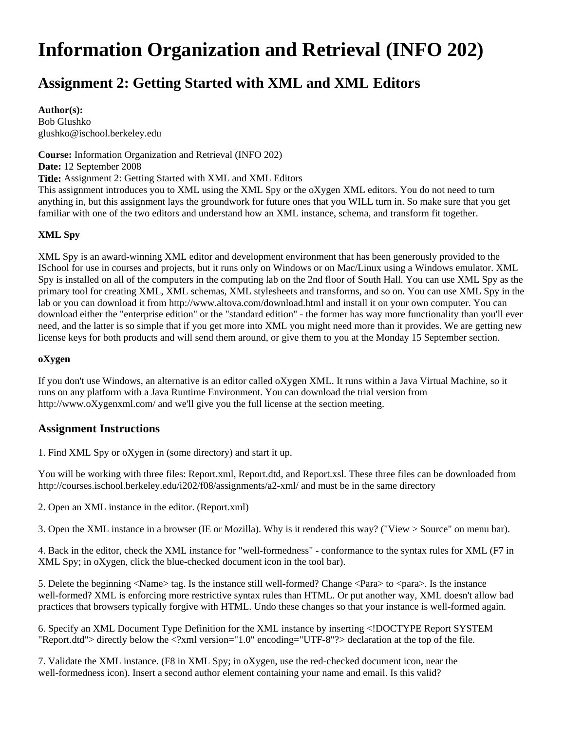# Information Organization and Retrieval (INFO 202)

## Assignment 2: Getting Started with XML and XML Editors

**Author(s):**
Bob Glushko
glushko@ischool.berkeley.edu

**Course:** Information Organization and Retrieval (INFO 202)
**Date:** 12 September 2008
**Title:** Assignment 2: Getting Started with XML and XML Editors
This assignment introduces you to XML using the XML Spy or the oXygen XML editors. You do not need to turn anything in, but this assignment lays the groundwork for future ones that you WILL turn in. So make sure that you get familiar with one of the two editors and understand how an XML instance, schema, and transform fit together.

**XML Spy**

XML Spy is an award-winning XML editor and development environment that has been generously provided to the ISchool for use in courses and projects, but it runs only on Windows or on Mac/Linux using a Windows emulator. XML Spy is installed on all of the computers in the computing lab on the 2nd floor of South Hall. You can use XML Spy as the primary tool for creating XML, XML schemas, XML stylesheets and transforms, and so on. You can use XML Spy in the lab or you can download it from http://www.altova.com/download.html and install it on your own computer. You can download either the "enterprise edition" or the "standard edition" - the former has way more functionality than you'll ever need, and the latter is so simple that if you get more into XML you might need more than it provides. We are getting new license keys for both products and will send them around, or give them to you at the Monday 15 September section.

**oXygen**

If you don't use Windows, an alternative is an editor called oXygen XML. It runs within a Java Virtual Machine, so it runs on any platform with a Java Runtime Environment. You can download the trial version from http://www.oXygenxml.com/ and we'll give you the full license at the section meeting.

### Assignment Instructions

1. Find XML Spy or oXygen in (some directory) and start it up.

You will be working with three files: Report.xml, Report.dtd, and Report.xsl. These three files can be downloaded from http://courses.ischool.berkeley.edu/i202/f08/assignments/a2-xml/ and must be in the same directory

2. Open an XML instance in the editor. (Report.xml)

3. Open the XML instance in a browser (IE or Mozilla). Why is it rendered this way? ("View > Source" on menu bar).

4. Back in the editor, check the XML instance for "well-formedness" - conformance to the syntax rules for XML (F7 in XML Spy; in oXygen, click the blue-checked document icon in the tool bar).

5. Delete the beginning <Name> tag. Is the instance still well-formed? Change <Para> to <para>. Is the instance well-formed? XML is enforcing more restrictive syntax rules than HTML. Or put another way, XML doesn't allow bad practices that browsers typically forgive with HTML. Undo these changes so that your instance is well-formed again.

6. Specify an XML Document Type Definition for the XML instance by inserting <!DOCTYPE Report SYSTEM "Report.dtd"> directly below the <?xml version="1.0" encoding="UTF-8"?> declaration at the top of the file.

7. Validate the XML instance. (F8 in XML Spy; in oXygen, use the red-checked document icon, near the well-formedness icon). Insert a second author element containing your name and email. Is this valid?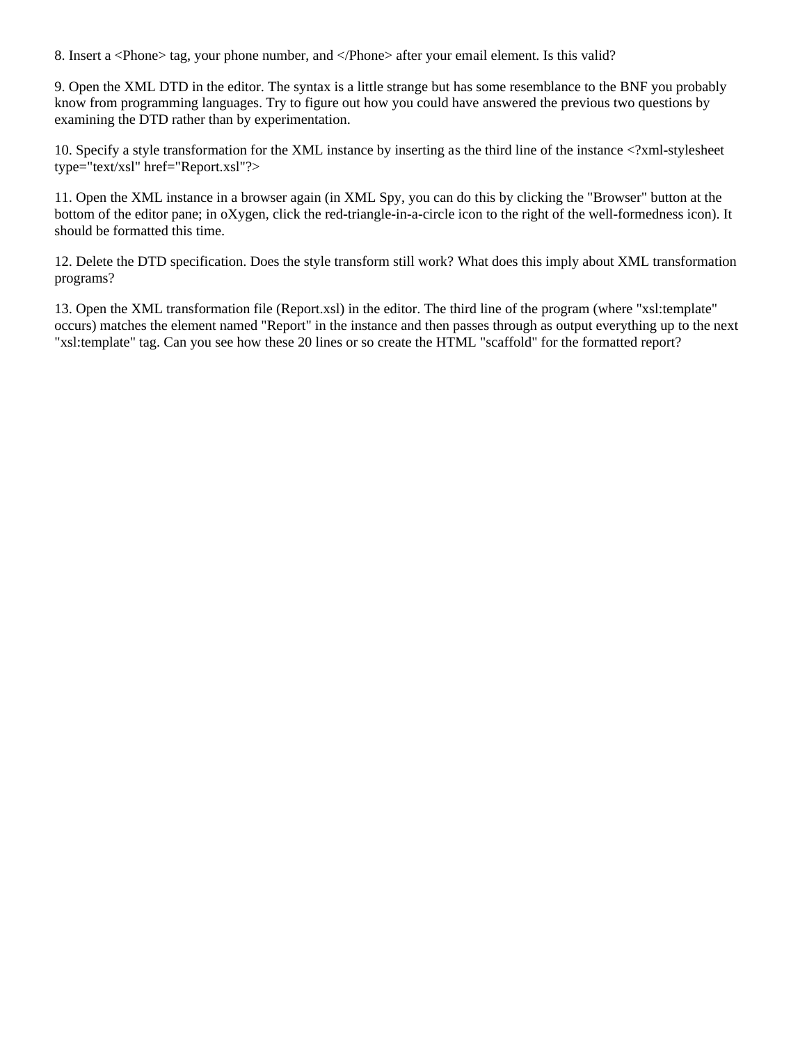8. Insert a <Phone> tag, your phone number, and </Phone> after your email element. Is this valid?

9. Open the XML DTD in the editor. The syntax is a little strange but has some resemblance to the BNF you probably know from programming languages. Try to figure out how you could have answered the previous two questions by examining the DTD rather than by experimentation.

10. Specify a style transformation for the XML instance by inserting as the third line of the instance <?xml-stylesheet type="text/xsl" href="Report.xsl"?>

11. Open the XML instance in a browser again (in XML Spy, you can do this by clicking the "Browser" button at the bottom of the editor pane; in oXygen, click the red-triangle-in-a-circle icon to the right of the well-formedness icon). It should be formatted this time.

12. Delete the DTD specification. Does the style transform still work? What does this imply about XML transformation programs?

13. Open the XML transformation file (Report.xsl) in the editor. The third line of the program (where "xsl:template" occurs) matches the element named "Report" in the instance and then passes through as output everything up to the next "xsl:template" tag. Can you see how these 20 lines or so create the HTML "scaffold" for the formatted report?